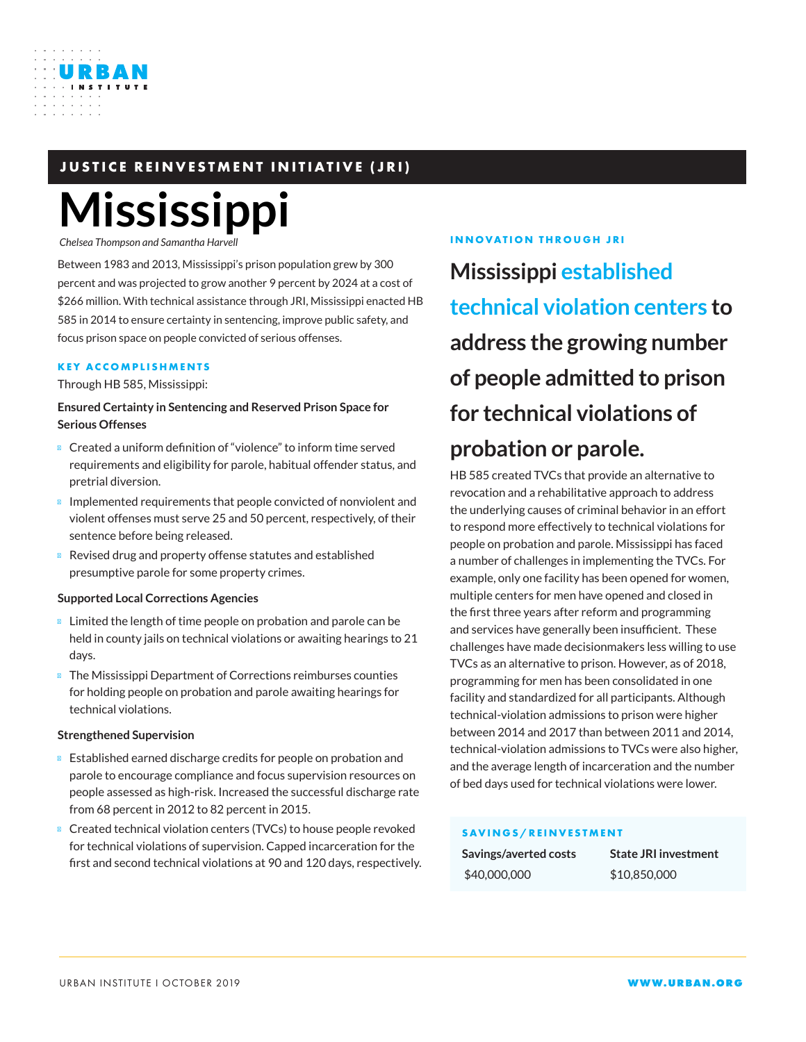JUSTICE REINVESTMENT INITIATIVE (JRI)

# Mississippi

*Chelsea Thompson and Samantha Harvell*

Between 1983 and 2013, Mississippi's prison population grew by 300 percent and was projected to grow another 9 percent by 2024 at a cost of $266 million. With technical assistance through JRI, Mississippi enacted HB 585 in 2014 to ensure certainty in sentencing, improve public safety, and focus prison space on people convicted of serious offenses.

## KEY ACCOMPLISHMENTS

Through HB 585, Mississippi:

### Ensured Certainty in Sentencing and Reserved Prison Space for Serious Offenses

- Created a uniform definition of "violence" to inform time served requirements and eligibility for parole, habitual offender status, and pretrial diversion.
- Implemented requirements that people convicted of nonviolent and violent offenses must serve 25 and 50 percent, respectively, of their sentence before being released.
- Revised drug and property offense statutes and established presumptive parole for some property crimes.

### Supported Local Corrections Agencies

- Limited the length of time people on probation and parole can be held in county jails on technical violations or awaiting hearings to 21 days.
- The Mississippi Department of Corrections reimburses counties for holding people on probation and parole awaiting hearings for technical violations.

### Strengthened Supervision

- Established earned discharge credits for people on probation and parole to encourage compliance and focus supervision resources on people assessed as high-risk. Increased the successful discharge rate from 68 percent in 2012 to 82 percent in 2015.
- Created technical violation centers (TVCs) to house people revoked for technical violations of supervision. Capped incarceration for the first and second technical violations at 90 and 120 days, respectively.

## INNOVATION THROUGH JRI

**Mississippi established technical violation centers to address the growing number of people admitted to prison for technical violations of probation or parole.**

HB 585 created TVCs that provide an alternative to revocation and a rehabilitative approach to address the underlying causes of criminal behavior in an effort to respond more effectively to technical violations for people on probation and parole. Mississippi has faced a number of challenges in implementing the TVCs. For example, only one facility has been opened for women, multiple centers for men have opened and closed in the first three years after reform and programming and services have generally been insufficient. These challenges have made decisionmakers less willing to use TVCs as an alternative to prison. However, as of 2018, programming for men has been consolidated in one facility and standardized for all participants. Although technical-violation admissions to prison were higher between 2014 and 2017 than between 2011 and 2014, technical-violation admissions to TVCs were also higher, and the average length of incarceration and the number of bed days used for technical violations were lower.

## SAVINGS/REINVESTMENT

| Savings/averted costs | State JRI investment |
| --- | --- |
| $40,000,000 | $10,850,000 |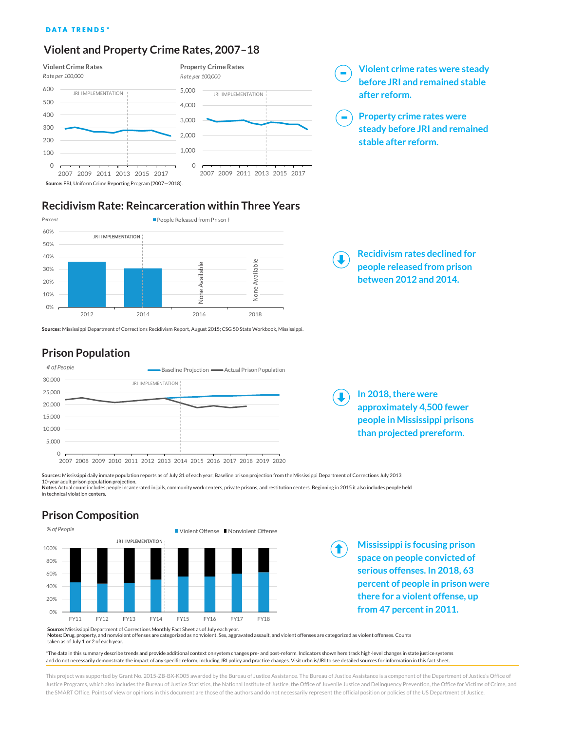DATA TRENDS*

## Violent and Property Crime Rates, 2007–18

Violent Crime Rates
*Rate per 100,000*

600
500
400
300
200
100
0

JRI IMPLEMENTATION

2007 2009 2011 2013 2015 2017

Property Crime Rates
*Rate per 100,000*

5,000
4,000
3,000
2,000
1,000
0

JRI IMPLEMENTATION

2007 2009 2011 2013 2015 2017

**Source:** FBI, Uniform Crime Reporting Program (2007—2018).

**Violent crime rates were steady before JRI and remained stable after reform.**

**Property crime rates were steady before JRI and remained stable after reform.**

## Recidivism Rate: Reincarceration within Three Years

*Percent*

People Released from Prison F

60%
50%
40%
30%
20%
10%
0%

JRI IMPLEMENTATION

None Available
None Available

2012 2014 2016 2018

**Sources:** Mississippi Department of Corrections Recidivism Report, August 2015; CSG 50 State Workbook, Mississippi.

**Recidivism rates declined for people released from prison between 2012 and 2014.**

## Prison Population

*# of People*

Baseline Projection
Actual Prison Population

30,000
25,000
20,000
15,000
10,000
5,000
0

JRI IMPLEMENTATION

2007 2008 2009 2010 2011 2012 2013 2014 2015 2016 2017 2018 2019 2020

**Sources:** Mississippi daily inmate population reports as of July 31 of each year; Baseline prison projection from the Mississippi Department of Corrections July 2013 10-year adult prison population projection.
**Note:s** Actual count includes people incarcerated in jails, community work centers, private prisons, and restitution centers. Beginning in 2015 it also includes people held in technical violation centers.

**In 2018, there were approximately 4,500 fewer people in Mississippi prisons than projected prereform.**

## Prison Composition

*% of People*

Violent Offense
Nonviolent Offense

100%
80%
60%
40%
20%
0%

JRI IMPLEMENTATION

FY11 FY12 FY13 FY14 FY15 FY16 FY17 FY18

**Source:** Mississippi Department of Corrections Monthly Fact Sheet as of July each year.
**Notes:** Drug, property, and nonviolent offenses are categorized as nonviolent. Sex, aggravated assault, and violent offenses are categorized as violent offenses. Counts taken as of July 1 or 2 of each year.

**Mississippi is focusing prison space on people convicted of serious offenses. In 2018, 63 percent of people in prison were there for a violent offense, up from 47 percent in 2011.**

*The data in this summary describe trends and provide additional context on system changes pre- and post-reform. Indicators shown here track high-level changes in state justice systems and do not necessarily demonstrate the impact of any specific reform, including JRI policy and practice changes. Visit urbn.is/JRI to see detailed sources for information in this fact sheet.

This project was supported by Grant No. 2015-ZB-BX-K005 awarded by the Bureau of Justice Assistance. The Bureau of Justice Assistance is a component of the Department of Justice's Office of Justice Programs, which also includes the Bureau of Justice Statistics, the National Institute of Justice, the Office of Juvenile Justice and Delinquency Prevention, the Office for Victims of Crime, and the SMART Office. Points of view or opinions in this document are those of the authors and do not necessarily represent the official position or policies of the US Department of Justice.